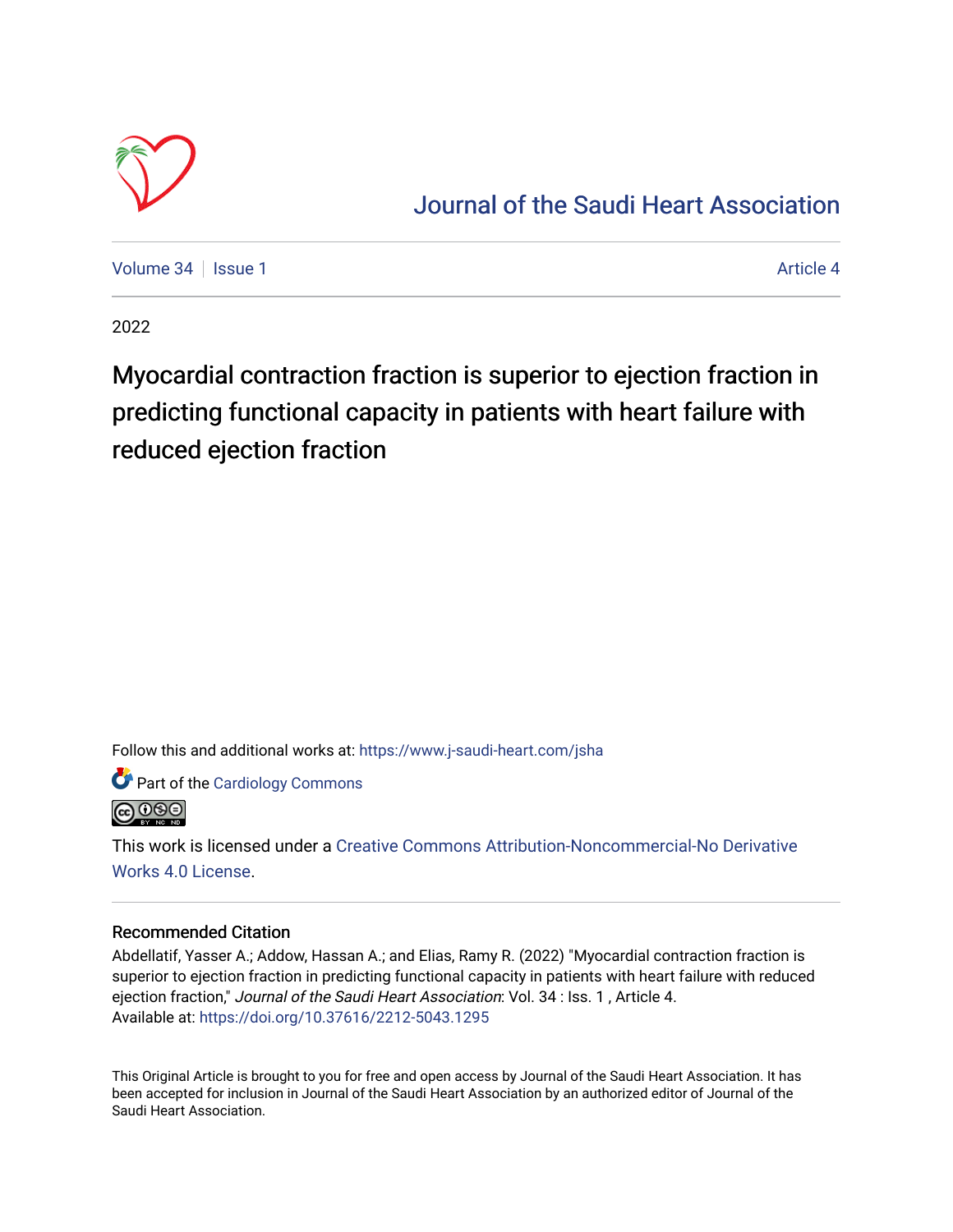# Journal of the Saudi Heart Association

Volume 34 | Issue 1 | Article 4

2022

## Myocardial contraction fraction is superior to ejection fraction in predicting functional capacity in patients with heart failure with reduced ejection fraction

Follow this and additional works at: https://www.j-saudi-heart.com/jsha

Part of the Cardiology Commons

This work is licensed under a Creative Commons Attribution-Noncommercial-No Derivative Works 4.0 License.

### Recommended Citation

Abdellatif, Yasser A.; Addow, Hassan A.; and Elias, Ramy R. (2022) "Myocardial contraction fraction is superior to ejection fraction in predicting functional capacity in patients with heart failure with reduced ejection fraction," *Journal of the Saudi Heart Association*: Vol. 34 : Iss. 1 , Article 4.
Available at: https://doi.org/10.37616/2212-5043.1295

This Original Article is brought to you for free and open access by Journal of the Saudi Heart Association. It has been accepted for inclusion in Journal of the Saudi Heart Association by an authorized editor of Journal of the Saudi Heart Association.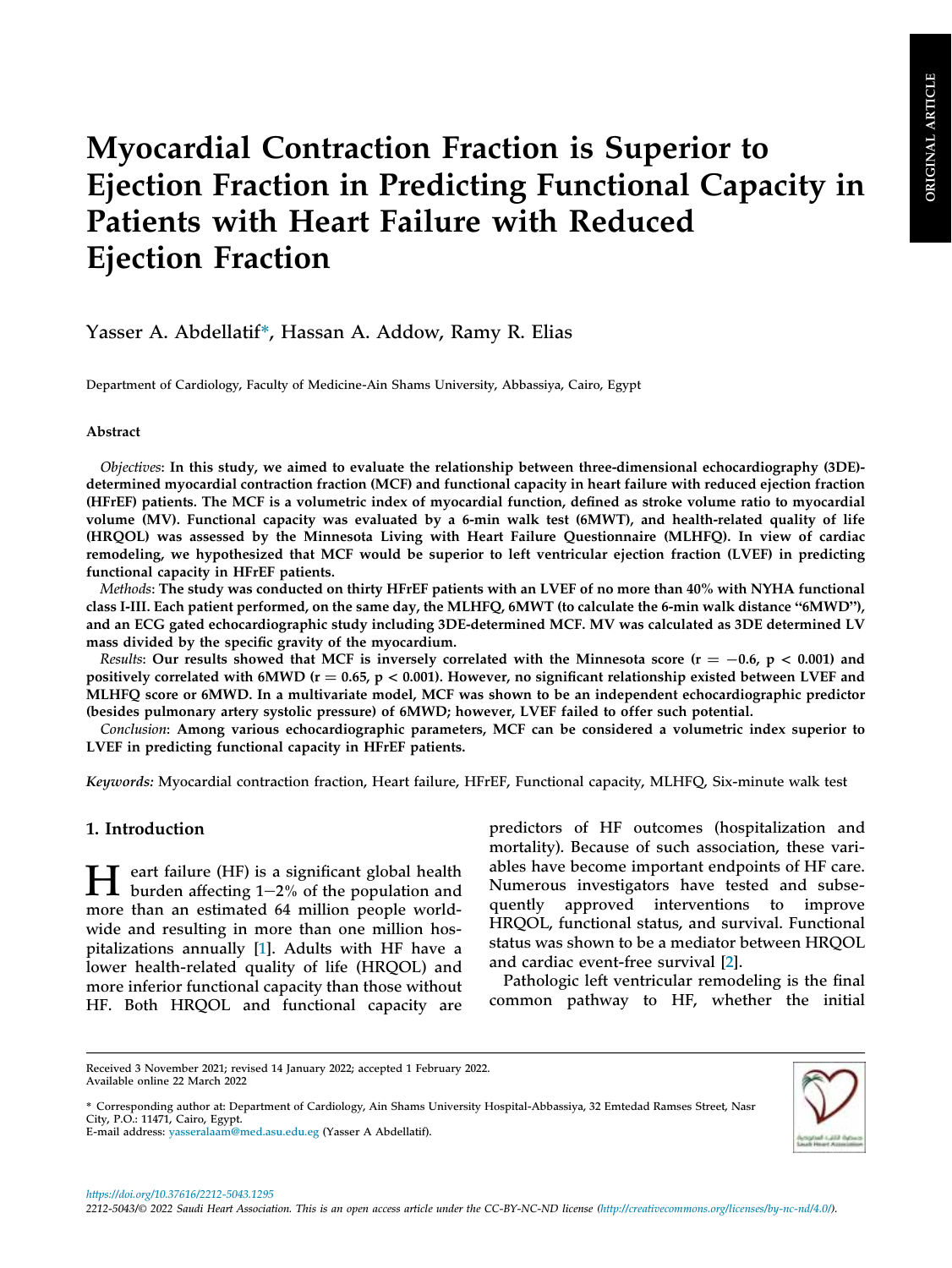# Myocardial Contraction Fraction is Superior to Ejection Fraction in Predicting Functional Capacity in Patients with Heart Failure with Reduced Ejection Fraction

Yasser A. Abdellatif*, Hassan A. Addow, Ramy R. Elias

Department of Cardiology, Faculty of Medicine-Ain Shams University, Abbassiya, Cairo, Egypt

## Abstract

*Objectives*: **In this study, we aimed to evaluate the relationship between three-dimensional echocardiography (3DE)-determined myocardial contraction fraction (MCF) and functional capacity in heart failure with reduced ejection fraction (HFrEF) patients. The MCF is a volumetric index of myocardial function, defined as stroke volume ratio to myocardial volume (MV). Functional capacity was evaluated by a 6-min walk test (6MWT), and health-related quality of life (HRQOL) was assessed by the Minnesota Living with Heart Failure Questionnaire (MLHFQ). In view of cardiac remodeling, we hypothesized that MCF would be superior to left ventricular ejection fraction (LVEF) in predicting functional capacity in HFrEF patients.**

*Methods*: **The study was conducted on thirty HFrEF patients with an LVEF of no more than 40% with NYHA functional class I-III. Each patient performed, on the same day, the MLHFQ, 6MWT (to calculate the 6-min walk distance "6MWD"), and an ECG gated echocardiographic study including 3DE-determined MCF. MV was calculated as 3DE determined LV mass divided by the specific gravity of the myocardium.**

*Results*: **Our results showed that MCF is inversely correlated with the Minnesota score ($r = -0.6$, $p < 0.001$) and positively correlated with 6MWD ($r = 0.65$, $p < 0.001$). However, no significant relationship existed between LVEF and MLHFQ score or 6MWD. In a multivariate model, MCF was shown to be an independent echocardiographic predictor (besides pulmonary artery systolic pressure) of 6MWD; however, LVEF failed to offer such potential.**

*Conclusion*: **Among various echocardiographic parameters, MCF can be considered a volumetric index superior to LVEF in predicting functional capacity in HFrEF patients.**

*Keywords:* Myocardial contraction fraction, Heart failure, HFrEF, Functional capacity, MLHFQ, Six-minute walk test

## 1. Introduction

Heart failure (HF) is a significant global health burden affecting 1−2% of the population and more than an estimated 64 million people worldwide and resulting in more than one million hospitalizations annually [1]. Adults with HF have a lower health-related quality of life (HRQOL) and more inferior functional capacity than those without HF. Both HRQOL and functional capacity are predictors of HF outcomes (hospitalization and mortality). Because of such association, these variables have become important endpoints of HF care. Numerous investigators have tested and subsequently approved interventions to improve HRQOL, functional status, and survival. Functional status was shown to be a mediator between HRQOL and cardiac event-free survival [2].

Pathologic left ventricular remodeling is the final common pathway to HF, whether the initial

Received 3 November 2021; revised 14 January 2022; accepted 1 February 2022.
Available online 22 March 2022

\* Corresponding author at: Department of Cardiology, Ain Shams University Hospital-Abbassiya, 32 Emtedad Ramses Street, Nasr City, P.O.: 11471, Cairo, Egypt.
E-mail address: yasseralaam@med.asu.edu.eg (Yasser A Abdellatif).

https://doi.org/10.37616/2212-5043.1295
2212-5043/© 2022 Saudi Heart Association. This is an open access article under the CC-BY-NC-ND license (http://creativecommons.org/licenses/by-nc-nd/4.0/).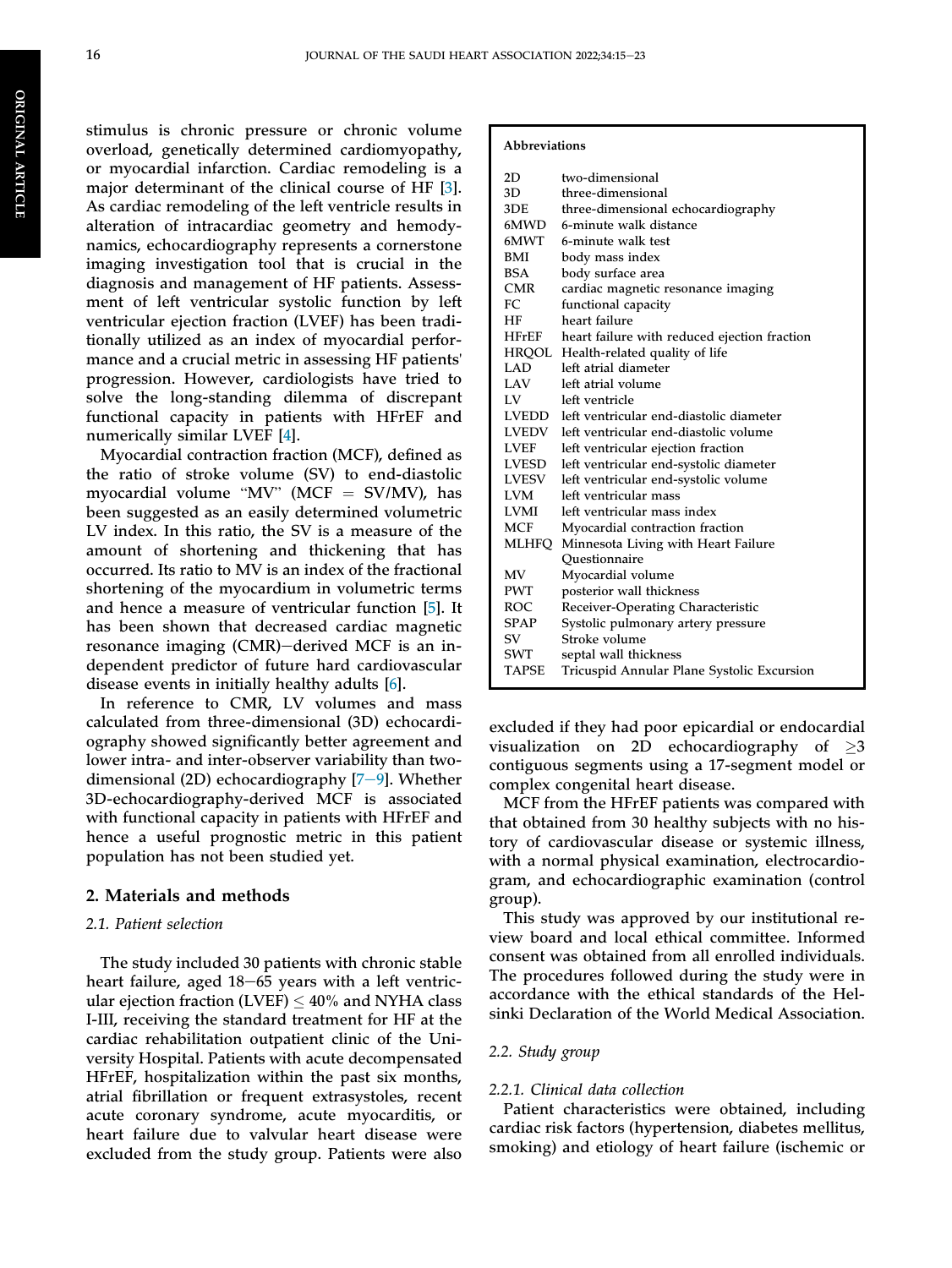stimulus is chronic pressure or chronic volume overload, genetically determined cardiomyopathy, or myocardial infarction. Cardiac remodeling is a major determinant of the clinical course of HF [3]. As cardiac remodeling of the left ventricle results in alteration of intracardiac geometry and hemodynamics, echocardiography represents a cornerstone imaging investigation tool that is crucial in the diagnosis and management of HF patients. Assessment of left ventricular systolic function by left ventricular ejection fraction (LVEF) has been traditionally utilized as an index of myocardial performance and a crucial metric in assessing HF patients' progression. However, cardiologists have tried to solve the long-standing dilemma of discrepant functional capacity in patients with HFrEF and numerically similar LVEF [4].

Myocardial contraction fraction (MCF), defined as the ratio of stroke volume (SV) to end-diastolic myocardial volume "MV" (MCF = SV/MV), has been suggested as an easily determined volumetric LV index. In this ratio, the SV is a measure of the amount of shortening and thickening that has occurred. Its ratio to MV is an index of the fractional shortening of the myocardium in volumetric terms and hence a measure of ventricular function [5]. It has been shown that decreased cardiac magnetic resonance imaging (CMR)−derived MCF is an independent predictor of future hard cardiovascular disease events in initially healthy adults [6].

In reference to CMR, LV volumes and mass calculated from three-dimensional (3D) echocardiography showed significantly better agreement and lower intra- and inter-observer variability than two-dimensional (2D) echocardiography [7−9]. Whether 3D-echocardiography-derived MCF is associated with functional capacity in patients with HFrEF and hence a useful prognostic metric in this patient population has not been studied yet.

**Abbreviations**

| | |
|---|---|
| 2D | two-dimensional |
| 3D | three-dimensional |
| 3DE | three-dimensional echocardiography |
| 6MWD | 6-minute walk distance |
| 6MWT | 6-minute walk test |
| BMI | body mass index |
| BSA | body surface area |
| CMR | cardiac magnetic resonance imaging |
| FC | functional capacity |
| HF | heart failure |
| HFrEF | heart failure with reduced ejection fraction |
| HRQOL | Health-related quality of life |
| LAD | left atrial diameter |
| LAV | left atrial volume |
| LV | left ventricle |
| LVEDD | left ventricular end-diastolic diameter |
| LVEDV | left ventricular end-diastolic volume |
| LVEF | left ventricular ejection fraction |
| LVESD | left ventricular end-systolic diameter |
| LVESV | left ventricular end-systolic volume |
| LVM | left ventricular mass |
| LVMI | left ventricular mass index |
| MCF | Myocardial contraction fraction |
| MLHFQ | Minnesota Living with Heart Failure Questionnaire |
| MV | Myocardial volume |
| PWT | posterior wall thickness |
| ROC | Receiver-Operating Characteristic |
| SPAP | Systolic pulmonary artery pressure |
| SV | Stroke volume |
| SWT | septal wall thickness |
| TAPSE | Tricuspid Annular Plane Systolic Excursion |

## 2. Materials and methods

### 2.1. Patient selection

The study included 30 patients with chronic stable heart failure, aged 18−65 years with a left ventricular ejection fraction (LVEF) $\leq$ 40% and NYHA class I-III, receiving the standard treatment for HF at the cardiac rehabilitation outpatient clinic of the University Hospital. Patients with acute decompensated HFrEF, hospitalization within the past six months, atrial fibrillation or frequent extrasystoles, recent acute coronary syndrome, acute myocarditis, or heart failure due to valvular heart disease were excluded from the study group. Patients were also excluded if they had poor epicardial or endocardial visualization on 2D echocardiography of $\geq$3 contiguous segments using a 17-segment model or complex congenital heart disease.

MCF from the HFrEF patients was compared with that obtained from 30 healthy subjects with no history of cardiovascular disease or systemic illness, with a normal physical examination, electrocardiogram, and echocardiographic examination (control group).

This study was approved by our institutional review board and local ethical committee. Informed consent was obtained from all enrolled individuals. The procedures followed during the study were in accordance with the ethical standards of the Helsinki Declaration of the World Medical Association.

### 2.2. Study group

#### 2.2.1. Clinical data collection

Patient characteristics were obtained, including cardiac risk factors (hypertension, diabetes mellitus, smoking) and etiology of heart failure (ischemic or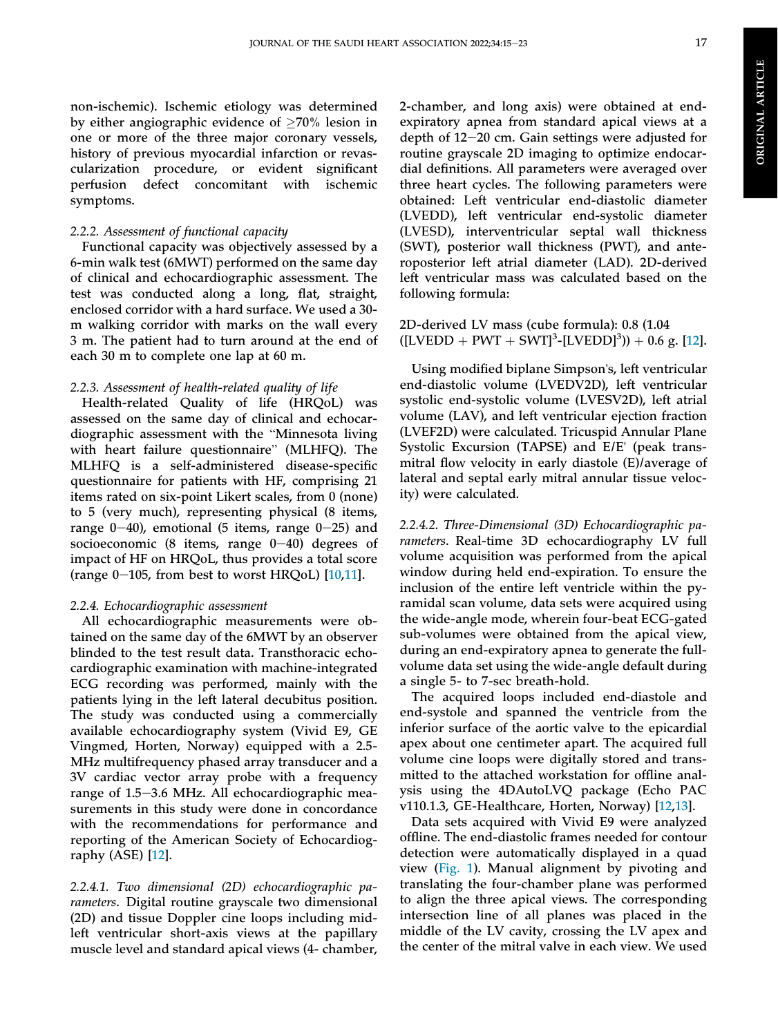non-ischemic). Ischemic etiology was determined by either angiographic evidence of ≥70% lesion in one or more of the three major coronary vessels, history of previous myocardial infarction or revascularization procedure, or evident significant perfusion defect concomitant with ischemic symptoms.

#### 2.2.2. Assessment of functional capacity

Functional capacity was objectively assessed by a 6-min walk test (6MWT) performed on the same day of clinical and echocardiographic assessment. The test was conducted along a long, flat, straight, enclosed corridor with a hard surface. We used a 30-m walking corridor with marks on the wall every 3 m. The patient had to turn around at the end of each 30 m to complete one lap at 60 m.

#### 2.2.3. Assessment of health-related quality of life

Health-related Quality of life (HRQoL) was assessed on the same day of clinical and echocardiographic assessment with the "Minnesota living with heart failure questionnaire" (MLHFQ). The MLHFQ is a self-administered disease-specific questionnaire for patients with HF, comprising 21 items rated on six-point Likert scales, from 0 (none) to 5 (very much), representing physical (8 items, range 0–40), emotional (5 items, range 0–25) and socioeconomic (8 items, range 0–40) degrees of impact of HF on HRQoL, thus provides a total score (range 0–105, from best to worst HRQoL) [10,11].

#### 2.2.4. Echocardiographic assessment

All echocardiographic measurements were obtained on the same day of the 6MWT by an observer blinded to the test result data. Transthoracic echocardiographic examination with machine-integrated ECG recording was performed, mainly with the patients lying in the left lateral decubitus position. The study was conducted using a commercially available echocardiography system (Vivid E9, GE Vingmed, Horten, Norway) equipped with a 2.5-MHz multifrequency phased array transducer and a 3V cardiac vector array probe with a frequency range of 1.5–3.6 MHz. All echocardiographic measurements in this study were done in concordance with the recommendations for performance and reporting of the American Society of Echocardiography (ASE) [12].

*2.2.4.1. Two dimensional (2D) echocardiographic parameters*. Digital routine grayscale two dimensional (2D) and tissue Doppler cine loops including mid-left ventricular short-axis views at the papillary muscle level and standard apical views (4- chamber, 2-chamber, and long axis) were obtained at end-expiratory apnea from standard apical views at a depth of 12–20 cm. Gain settings were adjusted for routine grayscale 2D imaging to optimize endocardial definitions. All parameters were averaged over three heart cycles. The following parameters were obtained: Left ventricular end-diastolic diameter (LVEDD), left ventricular end-systolic diameter (LVESD), interventricular septal wall thickness (SWT), posterior wall thickness (PWT), and anteroposterior left atrial diameter (LAD). 2D-derived left ventricular mass was calculated based on the following formula:

2D-derived LV mass (cube formula): $0.8\,(1.04\,([LVEDD + PWT + SWT]^3 - [LVEDD]^3)) + 0.6$ g. [12].

Using modified biplane Simpson's, left ventricular end-diastolic volume (LVEDV2D), left ventricular systolic end-systolic volume (LVESV2D), left atrial volume (LAV), and left ventricular ejection fraction (LVEF2D) were calculated. Tricuspid Annular Plane Systolic Excursion (TAPSE) and E/E' (peak transmitral flow velocity in early diastole (E)/average of lateral and septal early mitral annular tissue velocity) were calculated.

*2.2.4.2. Three-Dimensional (3D) Echocardiographic parameters*. Real-time 3D echocardiography LV full volume acquisition was performed from the apical window during held end-expiration. To ensure the inclusion of the entire left ventricle within the pyramidal scan volume, data sets were acquired using the wide-angle mode, wherein four-beat ECG-gated sub-volumes were obtained from the apical view, during an end-expiratory apnea to generate the full-volume data set using the wide-angle default during a single 5- to 7-sec breath-hold.

The acquired loops included end-diastole and end-systole and spanned the ventricle from the inferior surface of the aortic valve to the epicardial apex about one centimeter apart. The acquired full volume cine loops were digitally stored and transmitted to the attached workstation for offline analysis using the 4DAutoLVQ package (Echo PAC v110.1.3, GE-Healthcare, Horten, Norway) [12,13].

Data sets acquired with Vivid E9 were analyzed offline. The end-diastolic frames needed for contour detection were automatically displayed in a quad view (Fig. 1). Manual alignment by pivoting and translating the four-chamber plane was performed to align the three apical views. The corresponding intersection line of all planes was placed in the middle of the LV cavity, crossing the LV apex and the center of the mitral valve in each view. We used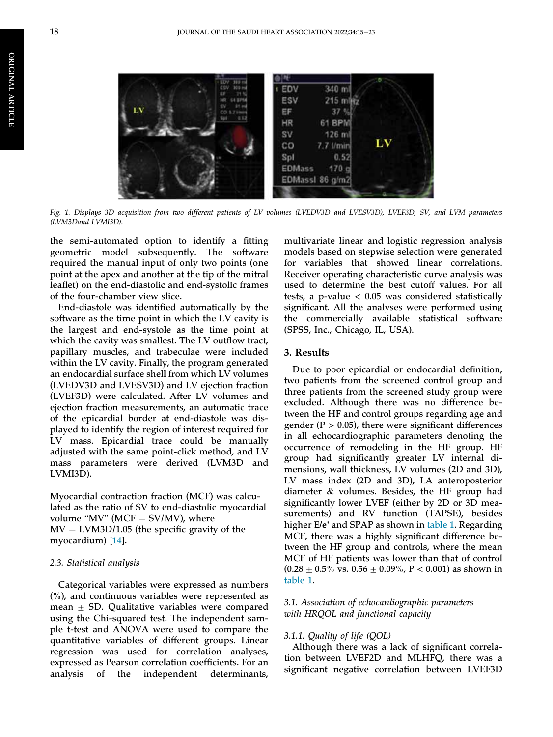Fig. 1. Displays 3D acquisition from two different patients of LV volumes (LVEDV3D and LVESV3D), LVEF3D, SV, and LVM parameters (LVM3Dand LVMI3D).

the semi-automated option to identify a fitting geometric model subsequently. The software required the manual input of only two points (one point at the apex and another at the tip of the mitral leaflet) on the end-diastolic and end-systolic frames of the four-chamber view slice.

End-diastole was identified automatically by the software as the time point in which the LV cavity is the largest and end-systole as the time point at which the cavity was smallest. The LV outflow tract, papillary muscles, and trabeculae were included within the LV cavity. Finally, the program generated an endocardial surface shell from which LV volumes (LVEDV3D and LVESV3D) and LV ejection fraction (LVEF3D) were calculated. After LV volumes and ejection fraction measurements, an automatic trace of the epicardial border at end-diastole was displayed to identify the region of interest required for LV mass. Epicardial trace could be manually adjusted with the same point-click method, and LV mass parameters were derived (LVM3D and LVMI3D).

Myocardial contraction fraction (MCF) was calculated as the ratio of SV to end-diastolic myocardial volume "MV" (MCF = SV/MV), where MV = LVM3D/1.05 (the specific gravity of the myocardium) [14].

### 2.3. Statistical analysis

Categorical variables were expressed as numbers (%), and continuous variables were represented as mean ± SD. Qualitative variables were compared using the Chi-squared test. The independent sample t-test and ANOVA were used to compare the quantitative variables of different groups. Linear regression was used for correlation analyses, expressed as Pearson correlation coefficients. For an analysis of the independent determinants, multivariate linear and logistic regression analysis models based on stepwise selection were generated for variables that showed linear correlations. Receiver operating characteristic curve analysis was used to determine the best cutoff values. For all tests, a p-value $< 0.05$ was considered statistically significant. All the analyses were performed using the commercially available statistical software (SPSS, Inc., Chicago, IL, USA).

## 3. Results

Due to poor epicardial or endocardial definition, two patients from the screened control group and three patients from the screened study group were excluded. Although there was no difference between the HF and control groups regarding age and gender ($P > 0.05$), there were significant differences in all echocardiographic parameters denoting the occurrence of remodeling in the HF group. HF group had significantly greater LV internal dimensions, wall thickness, LV volumes (2D and 3D), LV mass index (2D and 3D), LA anteroposterior diameter & volumes. Besides, the HF group had significantly lower LVEF (either by 2D or 3D measurements) and RV function (TAPSE), besides higher E/e' and SPAP as shown in table 1. Regarding MCF, there was a highly significant difference between the HF group and controls, where the mean MCF of HF patients was lower than that of control (0.28 ± 0.5% vs. 0.56 ± 0.09%, $P < 0.001$) as shown in table 1.

### 3.1. Association of echocardiographic parameters with HRQOL and functional capacity

#### 3.1.1. Quality of life (QOL)

Although there was a lack of significant correlation between LVEF2D and MLHFQ, there was a significant negative correlation between LVEF3D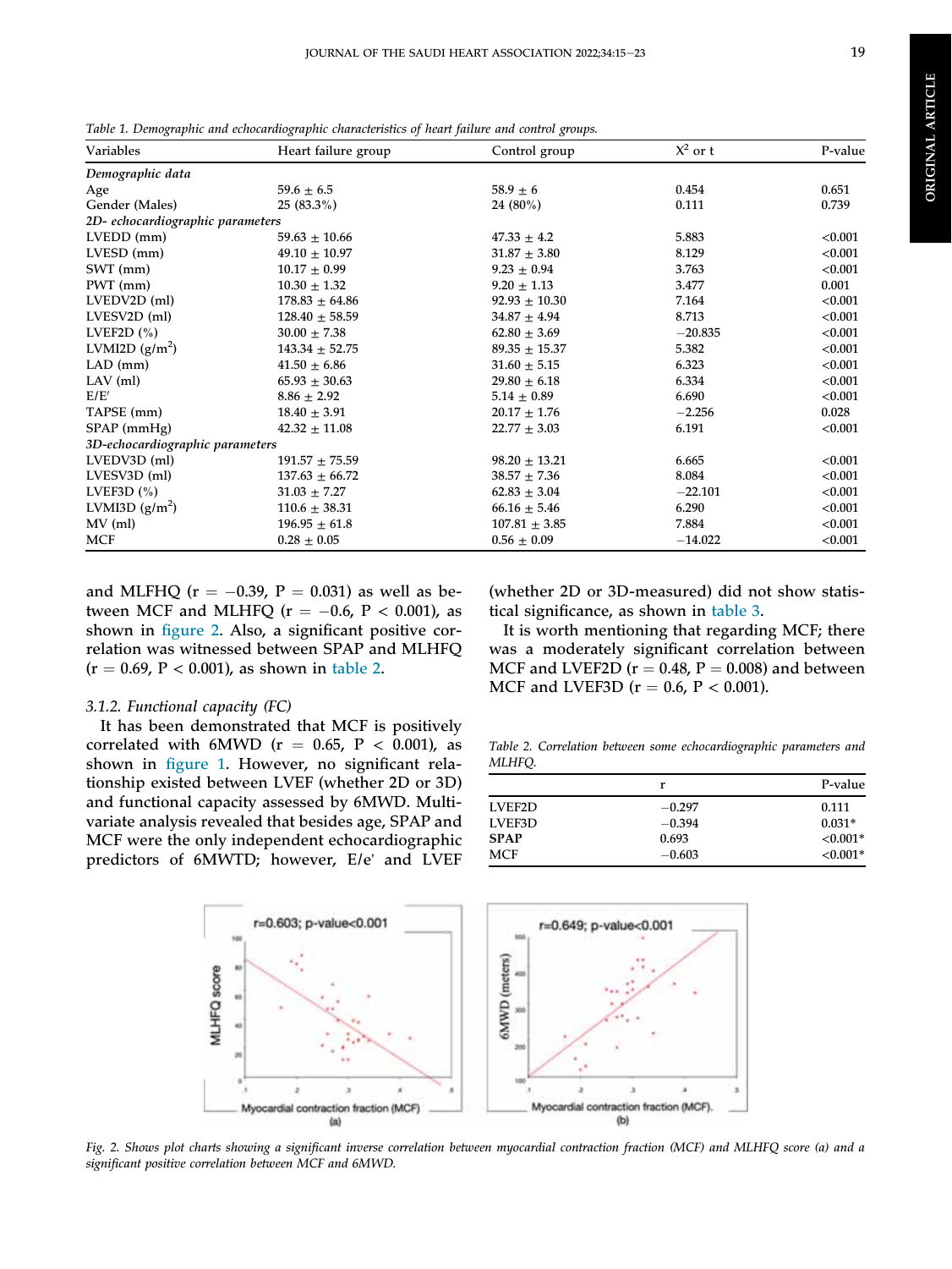Table 1. Demographic and echocardiographic characteristics of heart failure and control groups.

| Variables | Heart failure group | Control group | $X^2$ or t | P-value |
|---|---|---|---|---|
| *Demographic data* | | | | |
| Age | 59.6 ± 6.5 | 58.9 ± 6 | 0.454 | 0.651 |
| Gender (Males) | 25 (83.3%) | 24 (80%) | 0.111 | 0.739 |
| *2D- echocardiographic parameters* | | | | |
| LVEDD (mm) | 59.63 ± 10.66 | 47.33 ± 4.2 | 5.883 | <0.001 |
| LVESD (mm) | 49.10 ± 10.97 | 31.87 ± 3.80 | 8.129 | <0.001 |
| SWT (mm) | 10.17 ± 0.99 | 9.23 ± 0.94 | 3.763 | <0.001 |
| PWT (mm) | 10.30 ± 1.32 | 9.20 ± 1.13 | 3.477 | 0.001 |
| LVEDV2D (ml) | 178.83 ± 64.86 | 92.93 ± 10.30 | 7.164 | <0.001 |
| LVESV2D (ml) | 128.40 ± 58.59 | 34.87 ± 4.94 | 8.713 | <0.001 |
| LVEF2D (%) | 30.00 ± 7.38 | 62.80 ± 3.69 | −20.835 | <0.001 |
| LVMI2D ($g/m^2$) | 143.34 ± 52.75 | 89.35 ± 15.37 | 5.382 | <0.001 |
| LAD (mm) | 41.50 ± 6.86 | 31.60 ± 5.15 | 6.323 | <0.001 |
| LAV (ml) | 65.93 ± 30.63 | 29.80 ± 6.18 | 6.334 | <0.001 |
| E/E′ | 8.86 ± 2.92 | 5.14 ± 0.89 | 6.690 | <0.001 |
| TAPSE (mm) | 18.40 ± 3.91 | 20.17 ± 1.76 | −2.256 | 0.028 |
| SPAP (mmHg) | 42.32 ± 11.08 | 22.77 ± 3.03 | 6.191 | <0.001 |
| *3D-echocardiographic parameters* | | | | |
| LVEDV3D (ml) | 191.57 ± 75.59 | 98.20 ± 13.21 | 6.665 | <0.001 |
| LVESV3D (ml) | 137.63 ± 66.72 | 38.57 ± 7.36 | 8.084 | <0.001 |
| LVEF3D (%) | 31.03 ± 7.27 | 62.83 ± 3.04 | −22.101 | <0.001 |
| LVMI3D ($g/m^2$) | 110.6 ± 38.31 | 66.16 ± 5.46 | 6.290 | <0.001 |
| MV (ml) | 196.95 ± 61.8 | 107.81 ± 3.85 | 7.884 | <0.001 |
| MCF | 0.28 ± 0.05 | 0.56 ± 0.09 | −14.022 | <0.001 |

and MLFHQ (r = −0.39, P = 0.031) as well as between MCF and MLFHQ (r = −0.6, P < 0.001), as shown in figure 2. Also, a significant positive correlation was witnessed between SPAP and MLFHQ (r = 0.69, P < 0.001), as shown in table 2.

### 3.1.2. Functional capacity (FC)

It has been demonstrated that MCF is positively correlated with 6MWD (r = 0.65, P < 0.001), as shown in figure 1. However, no significant relationship existed between LVEF (whether 2D or 3D) and functional capacity assessed by 6MWD. Multivariate analysis revealed that besides age, SPAP and MCF were the only independent echocardiographic predictors of 6MWTD; however, E/e' and LVEF (whether 2D or 3D-measured) did not show statistical significance, as shown in table 3.

It is worth mentioning that regarding MCF; there was a moderately significant correlation between MCF and LVEF2D (r = 0.48, P = 0.008) and between MCF and LVEF3D (r = 0.6, P < 0.001).

Table 2. Correlation between some echocardiographic parameters and MLHFQ.

| | r | P-value |
|---|---|---|
| LVEF2D | −0.297 | 0.111 |
| LVEF3D | −0.394 | 0.031* |
| **SPAP** | 0.693 | <0.001* |
| MCF | −0.603 | <0.001* |

Fig. 2. Shows plot charts showing a significant inverse correlation between myocardial contraction fraction (MCF) and MLHFQ score (a) and a significant positive correlation between MCF and 6MWD.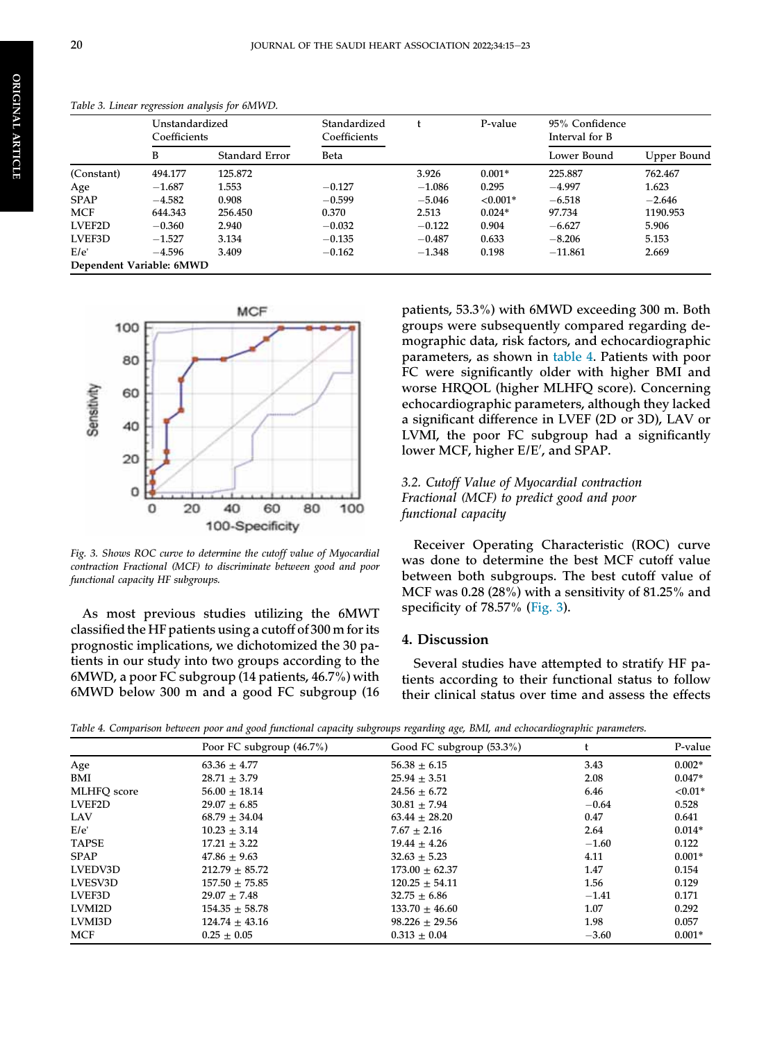Table 3. *Linear regression analysis for 6MWD.*

| | Unstandardized Coefficients | | Standardized Coefficients | t | P-value | 95% Confidence Interval for B | |
|---|---|---|---|---|---|---|---|
| | B | Standard Error | Beta | | | Lower Bound | Upper Bound |
| (Constant) | 494.177 | 125.872 | | 3.926 | 0.001* | 225.887 | 762.467 |
| Age | −1.687 | 1.553 | −0.127 | −1.086 | 0.295 | −4.997 | 1.623 |
| SPAP | −4.582 | 0.908 | −0.599 | −5.046 | <0.001* | −6.518 | −2.646 |
| MCF | 644.343 | 256.450 | 0.370 | 2.513 | 0.024* | 97.734 | 1190.953 |
| LVEF2D | −0.360 | 2.940 | −0.032 | −0.122 | 0.904 | −6.627 | 5.906 |
| LVEF3D | −1.527 | 3.134 | −0.135 | −0.487 | 0.633 | −8.206 | 5.153 |
| E/e' | −4.596 | 3.409 | −0.162 | −1.348 | 0.198 | −11.861 | 2.669 |

**Dependent Variable: 6MWD**

*Fig. 3. Shows ROC curve to determine the cutoff value of Myocardial contraction Fractional (MCF) to discriminate between good and poor functional capacity HF subgroups.*

As most previous studies utilizing the 6MWT classified the HF patients using a cutoff of 300 m for its prognostic implications, we dichotomized the 30 patients in our study into two groups according to the 6MWD, a poor FC subgroup (14 patients, 46.7%) with 6MWD below 300 m and a good FC subgroup (16 patients, 53.3%) with 6MWD exceeding 300 m. Both groups were subsequently compared regarding demographic data, risk factors, and echocardiographic parameters, as shown in table 4. Patients with poor FC were significantly older with higher BMI and worse HRQOL (higher MLHFQ score). Concerning echocardiographic parameters, although they lacked a significant difference in LVEF (2D or 3D), LAV or LVMI, the poor FC subgroup had a significantly lower MCF, higher E/E′, and SPAP.

### 3.2. *Cutoff Value of Myocardial contraction Fractional (MCF) to predict good and poor functional capacity*

Receiver Operating Characteristic (ROC) curve was done to determine the best MCF cutoff value between both subgroups. The best cutoff value of MCF was 0.28 (28%) with a sensitivity of 81.25% and specificity of 78.57% (Fig. 3).

## 4. Discussion

Several studies have attempted to stratify HF patients according to their functional status to follow their clinical status over time and assess the effects

Table 4. *Comparison between poor and good functional capacity subgroups regarding age, BMI, and echocardiographic parameters.*

| | Poor FC subgroup (46.7%) | Good FC subgroup (53.3%) | t | P-value |
|---|---|---|---|---|
| Age | 63.36 ± 4.77 | 56.38 ± 6.15 | 3.43 | 0.002* |
| BMI | 28.71 ± 3.79 | 25.94 ± 3.51 | 2.08 | 0.047* |
| MLHFQ score | 56.00 ± 18.14 | 24.56 ± 6.72 | 6.46 | <0.01* |
| LVEF2D | 29.07 ± 6.85 | 30.81 ± 7.94 | −0.64 | 0.528 |
| LAV | 68.79 ± 34.04 | 63.44 ± 28.20 | 0.47 | 0.641 |
| E/e' | 10.23 ± 3.14 | 7.67 ± 2.16 | 2.64 | 0.014* |
| TAPSE | 17.21 ± 3.22 | 19.44 ± 4.26 | −1.60 | 0.122 |
| SPAP | 47.86 ± 9.63 | 32.63 ± 5.23 | 4.11 | 0.001* |
| LVEDV3D | 212.79 ± 85.72 | 173.00 ± 62.37 | 1.47 | 0.154 |
| LVESV3D | 157.50 ± 75.85 | 120.25 ± 54.11 | 1.56 | 0.129 |
| LVEF3D | 29.07 ± 7.48 | 32.75 ± 6.86 | −1.41 | 0.171 |
| LVMI2D | 154.35 ± 58.78 | 133.70 ± 46.60 | 1.07 | 0.292 |
| LVMI3D | 124.74 ± 43.16 | 98.226 ± 29.56 | 1.98 | 0.057 |
| MCF | 0.25 ± 0.05 | 0.313 ± 0.04 | −3.60 | 0.001* |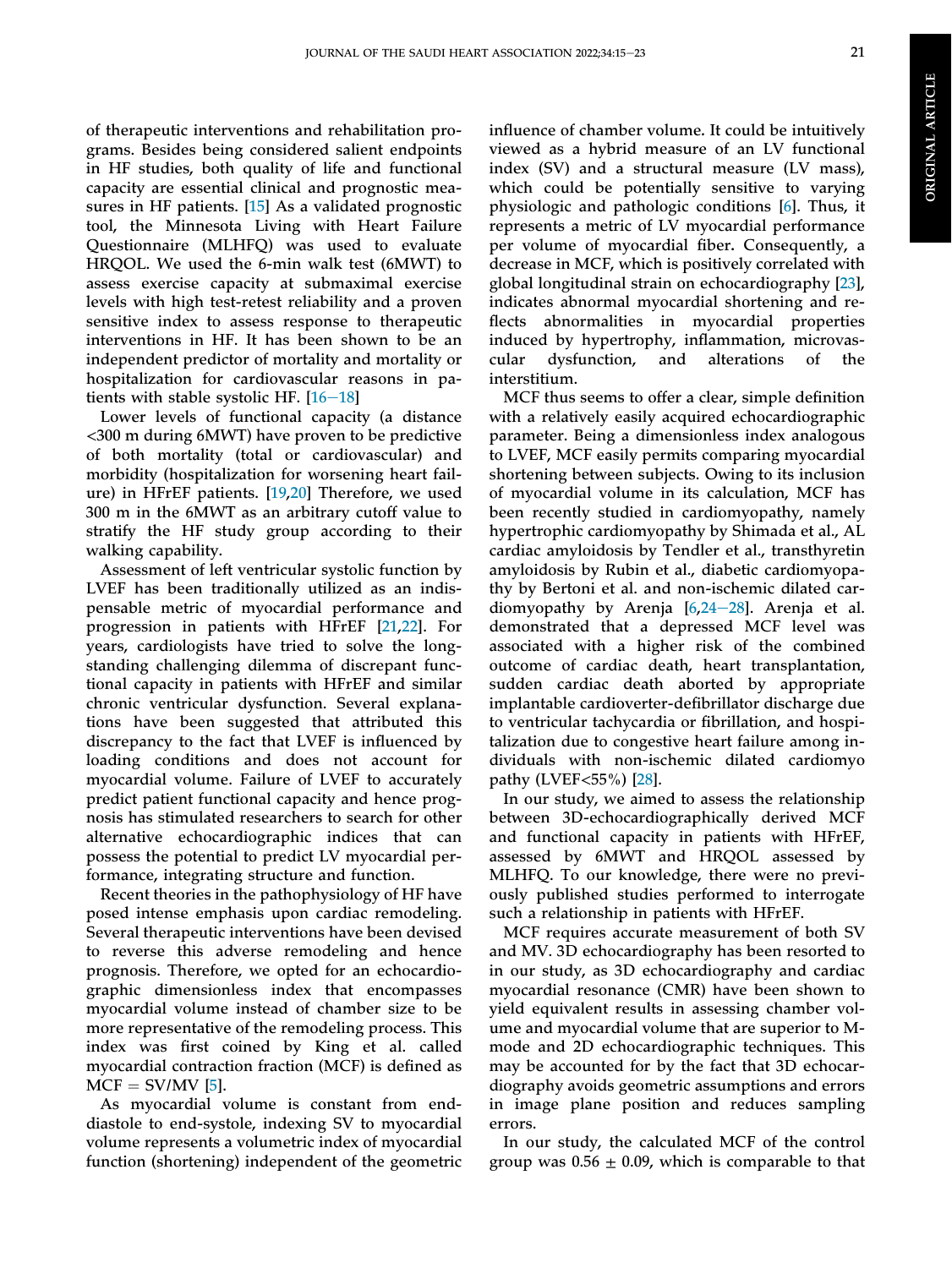of therapeutic interventions and rehabilitation programs. Besides being considered salient endpoints in HF studies, both quality of life and functional capacity are essential clinical and prognostic measures in HF patients. [15] As a validated prognostic tool, the Minnesota Living with Heart Failure Questionnaire (MLHFQ) was used to evaluate HRQOL. We used the 6-min walk test (6MWT) to assess exercise capacity at submaximal exercise levels with high test-retest reliability and a proven sensitive index to assess response to therapeutic interventions in HF. It has been shown to be an independent predictor of mortality and mortality or hospitalization for cardiovascular reasons in patients with stable systolic HF. [16−18]

Lower levels of functional capacity (a distance <300 m during 6MWT) have proven to be predictive of both mortality (total or cardiovascular) and morbidity (hospitalization for worsening heart failure) in HFrEF patients. [19,20] Therefore, we used 300 m in the 6MWT as an arbitrary cutoff value to stratify the HF study group according to their walking capability.

Assessment of left ventricular systolic function by LVEF has been traditionally utilized as an indispensable metric of myocardial performance and progression in patients with HFrEF [21,22]. For years, cardiologists have tried to solve the long-standing challenging dilemma of discrepant functional capacity in patients with HFrEF and similar chronic ventricular dysfunction. Several explanations have been suggested that attributed this discrepancy to the fact that LVEF is influenced by loading conditions and does not account for myocardial volume. Failure of LVEF to accurately predict patient functional capacity and hence prognosis has stimulated researchers to search for other alternative echocardiographic indices that can possess the potential to predict LV myocardial performance, integrating structure and function.

Recent theories in the pathophysiology of HF have posed intense emphasis upon cardiac remodeling. Several therapeutic interventions have been devised to reverse this adverse remodeling and hence prognosis. Therefore, we opted for an echocardiographic dimensionless index that encompasses myocardial volume instead of chamber size to be more representative of the remodeling process. This index was first coined by King et al. called myocardial contraction fraction (MCF) is defined as MCF = SV/MV [5].

As myocardial volume is constant from end-diastole to end-systole, indexing SV to myocardial volume represents a volumetric index of myocardial function (shortening) independent of the geometric influence of chamber volume. It could be intuitively viewed as a hybrid measure of an LV functional index (SV) and a structural measure (LV mass), which could be potentially sensitive to varying physiologic and pathologic conditions [6]. Thus, it represents a metric of LV myocardial performance per volume of myocardial fiber. Consequently, a decrease in MCF, which is positively correlated with global longitudinal strain on echocardiography [23], indicates abnormal myocardial shortening and reflects abnormalities in myocardial properties induced by hypertrophy, inflammation, microvascular dysfunction, and alterations of the interstitium.

MCF thus seems to offer a clear, simple definition with a relatively easily acquired echocardiographic parameter. Being a dimensionless index analogous to LVEF, MCF easily permits comparing myocardial shortening between subjects. Owing to its inclusion of myocardial volume in its calculation, MCF has been recently studied in cardiomyopathy, namely hypertrophic cardiomyopathy by Shimada et al., AL cardiac amyloidosis by Tendler et al., transthyretin amyloidosis by Rubin et al., diabetic cardiomyopathy by Bertoni et al. and non-ischemic dilated cardiomyopathy by Arenja [6,24−28]. Arenja et al. demonstrated that a depressed MCF level was associated with a higher risk of the combined outcome of cardiac death, heart transplantation, sudden cardiac death aborted by appropriate implantable cardioverter-defibrillator discharge due to ventricular tachycardia or fibrillation, and hospitalization due to congestive heart failure among individuals with non-ischemic dilated cardiomyo pathy (LVEF<55%) [28].

In our study, we aimed to assess the relationship between 3D-echocardiographically derived MCF and functional capacity in patients with HFrEF, assessed by 6MWT and HRQOL assessed by MLHFQ. To our knowledge, there were no previously published studies performed to interrogate such a relationship in patients with HFrEF.

MCF requires accurate measurement of both SV and MV. 3D echocardiography has been resorted to in our study, as 3D echocardiography and cardiac myocardial resonance (CMR) have been shown to yield equivalent results in assessing chamber volume and myocardial volume that are superior to M-mode and 2D echocardiographic techniques. This may be accounted for by the fact that 3D echocardiography avoids geometric assumptions and errors in image plane position and reduces sampling errors.

In our study, the calculated MCF of the control group was 0.56 ± 0.09, which is comparable to that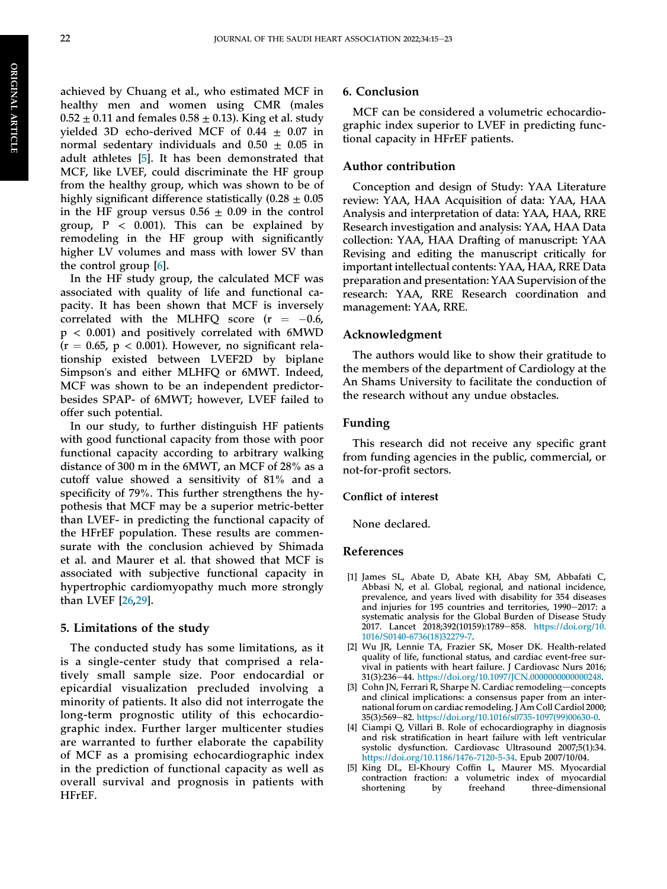achieved by Chuang et al., who estimated MCF in healthy men and women using CMR (males $0.52 \pm 0.11$ and females $0.58 \pm 0.13$). King et al. study yielded 3D echo-derived MCF of $0.44 \pm 0.07$ in normal sedentary individuals and $0.50 \pm 0.05$ in adult athletes [5]. It has been demonstrated that MCF, like LVEF, could discriminate the HF group from the healthy group, which was shown to be of highly significant difference statistically ($0.28 \pm 0.05$ in the HF group versus $0.56 \pm 0.09$ in the control group, $P < 0.001$). This can be explained by remodeling in the HF group with significantly higher LV volumes and mass with lower SV than the control group [6].

In the HF study group, the calculated MCF was associated with quality of life and functional capacity. It has been shown that MCF is inversely correlated with the MLHFQ score ($r = -0.6$, $p < 0.001$) and positively correlated with 6MWD ($r = 0.65$, $p < 0.001$). However, no significant relationship existed between LVEF2D by biplane Simpson's and either MLHFQ or 6MWT. Indeed, MCF was shown to be an independent predictor-besides SPAP- of 6MWT; however, LVEF failed to offer such potential.

In our study, to further distinguish HF patients with good functional capacity from those with poor functional capacity according to arbitrary walking distance of 300 m in the 6MWT, an MCF of 28% as a cutoff value showed a sensitivity of 81% and a specificity of 79%. This further strengthens the hypothesis that MCF may be a superior metric-better than LVEF- in predicting the functional capacity of the HFrEF population. These results are commensurate with the conclusion achieved by Shimada et al. and Maurer et al. that showed that MCF is associated with subjective functional capacity in hypertrophic cardiomyopathy much more strongly than LVEF [26,29].

## 5. Limitations of the study

The conducted study has some limitations, as it is a single-center study that comprised a relatively small sample size. Poor endocardial or epicardial visualization precluded involving a minority of patients. It also did not interrogate the long-term prognostic utility of this echocardiographic index. Further larger multicenter studies are warranted to further elaborate the capability of MCF as a promising echocardiographic index in the prediction of functional capacity as well as overall survival and prognosis in patients with HFrEF.

## 6. Conclusion

MCF can be considered a volumetric echocardiographic index superior to LVEF in predicting functional capacity in HFrEF patients.

## Author contribution

Conception and design of Study: YAA Literature review: YAA, HAA Acquisition of data: YAA, HAA Analysis and interpretation of data: YAA, HAA, RRE Research investigation and analysis: YAA, HAA Data collection: YAA, HAA Drafting of manuscript: YAA Revising and editing the manuscript critically for important intellectual contents: YAA, HAA, RRE Data preparation and presentation: YAA Supervision of the research: YAA, RRE Research coordination and management: YAA, RRE.

## Acknowledgment

The authors would like to show their gratitude to the members of the department of Cardiology at the An Shams University to facilitate the conduction of the research without any undue obstacles.

## Funding

This research did not receive any specific grant from funding agencies in the public, commercial, or not-for-profit sectors.

## Conflict of interest

None declared.

## References

[1] James SL, Abate D, Abate KH, Abay SM, Abbafati C, Abbasi N, et al. Global, regional, and national incidence, prevalence, and years lived with disability for 354 diseases and injuries for 195 countries and territories, 1990−2017: a systematic analysis for the Global Burden of Disease Study 2017. Lancet 2018;392(10159):1789−858. https://doi.org/10.1016/S0140-6736(18)32279-7.

[2] Wu JR, Lennie TA, Frazier SK, Moser DK. Health-related quality of life, functional status, and cardiac event-free survival in patients with heart failure. J Cardiovasc Nurs 2016; 31(3):236−44. https://doi.org/10.1097/JCN.0000000000000248.

[3] Cohn JN, Ferrari R, Sharpe N. Cardiac remodeling—concepts and clinical implications: a consensus paper from an international forum on cardiac remodeling. J Am Coll Cardiol 2000; 35(3):569−82. https://doi.org/10.1016/s0735-1097(99)00630-0.

[4] Ciampi Q, Villari B. Role of echocardiography in diagnosis and risk stratification in heart failure with left ventricular systolic dysfunction. Cardiovasc Ultrasound 2007;5(1):34. https://doi.org/10.1186/1476-7120-5-34. Epub 2007/10/04.

[5] King DL, El-Khoury Coffin L, Maurer MS. Myocardial contraction fraction: a volumetric index of myocardial shortening by freehand three-dimensional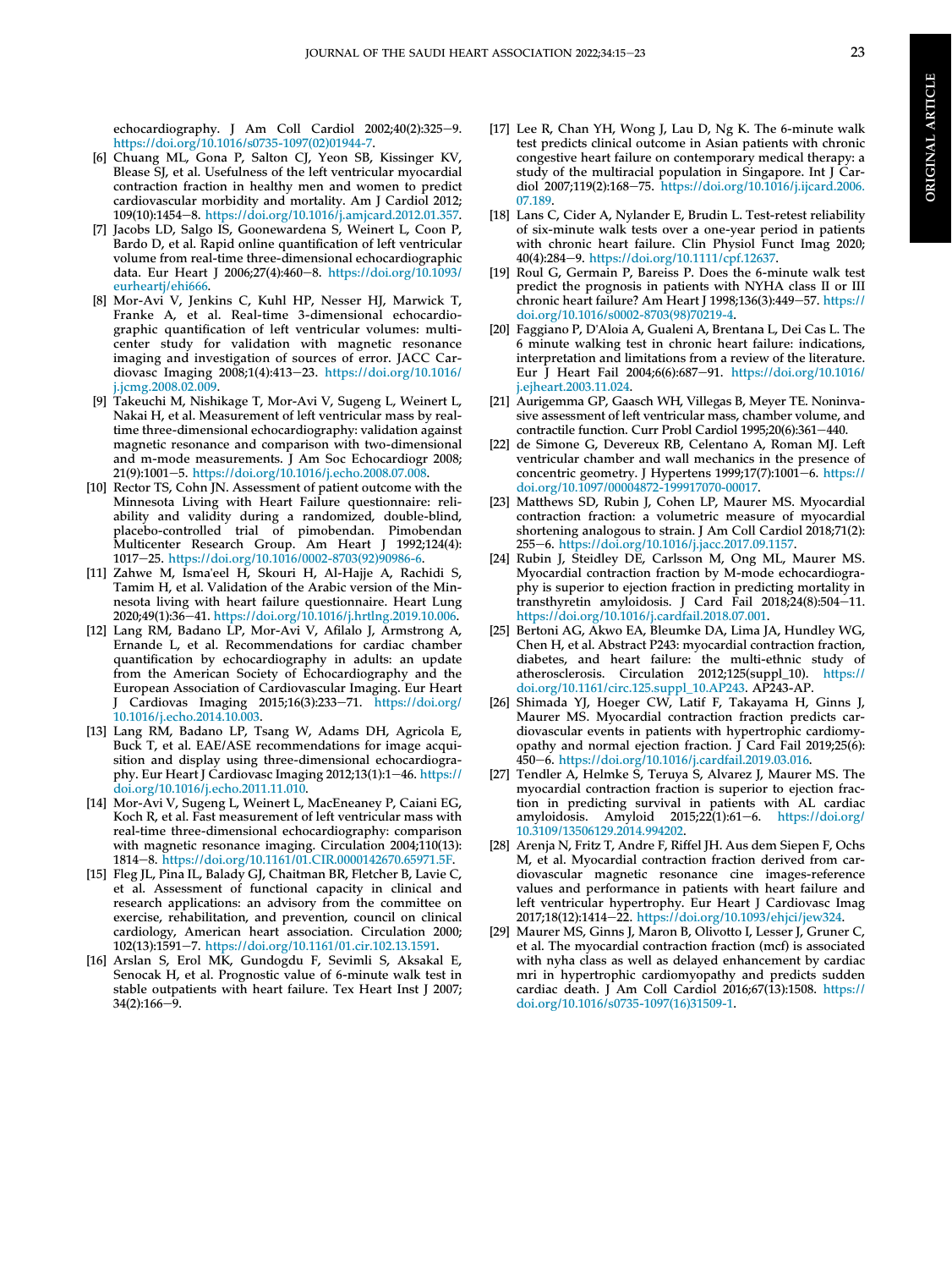echocardiography. J Am Coll Cardiol 2002;40(2):325–9. https://doi.org/10.1016/s0735-1097(02)01944-7.

[6] Chuang ML, Gona P, Salton CJ, Yeon SB, Kissinger KV, Blease SJ, et al. Usefulness of the left ventricular myocardial contraction fraction in healthy men and women to predict cardiovascular morbidity and mortality. Am J Cardiol 2012; 109(10):1454–8. https://doi.org/10.1016/j.amjcard.2012.01.357.

[7] Jacobs LD, Salgo IS, Goonewardena S, Weinert L, Coon P, Bardo D, et al. Rapid online quantification of left ventricular volume from real-time three-dimensional echocardiographic data. Eur Heart J 2006;27(4):460–8. https://doi.org/10.1093/eurheartj/ehi666.

[8] Mor-Avi V, Jenkins C, Kuhl HP, Nesser HJ, Marwick T, Franke A, et al. Real-time 3-dimensional echocardiographic quantification of left ventricular volumes: multicenter study for validation with magnetic resonance imaging and investigation of sources of error. JACC Cardiovasc Imaging 2008;1(4):413–23. https://doi.org/10.1016/j.jcmg.2008.02.009.

[9] Takeuchi M, Nishikage T, Mor-Avi V, Sugeng L, Weinert L, Nakai H, et al. Measurement of left ventricular mass by real-time three-dimensional echocardiography: validation against magnetic resonance and comparison with two-dimensional and m-mode measurements. J Am Soc Echocardiogr 2008; 21(9):1001–5. https://doi.org/10.1016/j.echo.2008.07.008.

[10] Rector TS, Cohn JN. Assessment of patient outcome with the Minnesota Living with Heart Failure questionnaire: reliability and validity during a randomized, double-blind, placebo-controlled trial of pimobendan. Pimobendan Multicenter Research Group. Am Heart J 1992;124(4): 1017–25. https://doi.org/10.1016/0002-8703(92)90986-6.

[11] Zahwe M, Isma'eel H, Skouri H, Al-Hajje A, Rachidi S, Tamim H, et al. Validation of the Arabic version of the Minnesota living with heart failure questionnaire. Heart Lung 2020;49(1):36–41. https://doi.org/10.1016/j.hrtlng.2019.10.006.

[12] Lang RM, Badano LP, Mor-Avi V, Afilalo J, Armstrong A, Ernande L, et al. Recommendations for cardiac chamber quantification by echocardiography in adults: an update from the American Society of Echocardiography and the European Association of Cardiovascular Imaging. Eur Heart J Cardiovas Imaging 2015;16(3):233–71. https://doi.org/10.1016/j.echo.2014.10.003.

[13] Lang RM, Badano LP, Tsang W, Adams DH, Agricola E, Buck T, et al. EAE/ASE recommendations for image acquisition and display using three-dimensional echocardiography. Eur Heart J Cardiovasc Imaging 2012;13(1):1–46. https://doi.org/10.1016/j.echo.2011.11.010.

[14] Mor-Avi V, Sugeng L, Weinert L, MacEneaney P, Caiani EG, Koch R, et al. Fast measurement of left ventricular mass with real-time three-dimensional echocardiography: comparison with magnetic resonance imaging. Circulation 2004;110(13): 1814–8. https://doi.org/10.1161/01.CIR.0000142670.65971.5F.

[15] Fleg JL, Pina IL, Balady GJ, Chaitman BR, Fletcher B, Lavie C, et al. Assessment of functional capacity in clinical and research applications: an advisory from the committee on exercise, rehabilitation, and prevention, council on clinical cardiology, American heart association. Circulation 2000; 102(13):1591–7. https://doi.org/10.1161/01.cir.102.13.1591.

[16] Arslan S, Erol MK, Gundogdu F, Sevimli S, Aksakal E, Senocak H, et al. Prognostic value of 6-minute walk test in stable outpatients with heart failure. Tex Heart Inst J 2007; 34(2):166–9.

[17] Lee R, Chan YH, Wong J, Lau D, Ng K. The 6-minute walk test predicts clinical outcome in Asian patients with chronic congestive heart failure on contemporary medical therapy: a study of the multiracial population in Singapore. Int J Cardiol 2007;119(2):168–75. https://doi.org/10.1016/j.ijcard.2006.07.189.

[18] Lans C, Cider A, Nylander E, Brudin L. Test-retest reliability of six-minute walk tests over a one-year period in patients with chronic heart failure. Clin Physiol Funct Imag 2020; 40(4):284–9. https://doi.org/10.1111/cpf.12637.

[19] Roul G, Germain P, Bareiss P. Does the 6-minute walk test predict the prognosis in patients with NYHA class II or III chronic heart failure? Am Heart J 1998;136(3):449–57. https://doi.org/10.1016/s0002-8703(98)70219-4.

[20] Faggiano P, D'Aloia A, Gualeni A, Brentana L, Dei Cas L. The 6 minute walking test in chronic heart failure: indications, interpretation and limitations from a review of the literature. Eur J Heart Fail 2004;6(6):687–91. https://doi.org/10.1016/j.ejheart.2003.11.024.

[21] Aurigemma GP, Gaasch WH, Villegas B, Meyer TE. Noninvasive assessment of left ventricular mass, chamber volume, and contractile function. Curr Probl Cardiol 1995;20(6):361–440.

[22] de Simone G, Devereux RB, Celentano A, Roman MJ. Left ventricular chamber and wall mechanics in the presence of concentric geometry. J Hypertens 1999;17(7):1001–6. https://doi.org/10.1097/00004872-199917070-00017.

[23] Matthews SD, Rubin J, Cohen LP, Maurer MS. Myocardial contraction fraction: a volumetric measure of myocardial shortening analogous to strain. J Am Coll Cardiol 2018;71(2): 255–6. https://doi.org/10.1016/j.jacc.2017.09.1157.

[24] Rubin J, Steidley DE, Carlsson M, Ong ML, Maurer MS. Myocardial contraction fraction by M-mode echocardiography is superior to ejection fraction in predicting mortality in transthyretin amyloidosis. J Card Fail 2018;24(8):504–11. https://doi.org/10.1016/j.cardfail.2018.07.001.

[25] Bertoni AG, Akwo EA, Bleumke DA, Lima JA, Hundley WG, Chen H, et al. Abstract P243: myocardial contraction fraction, diabetes, and heart failure: the multi-ethnic study of atherosclerosis. Circulation 2012;125(suppl_10). https://doi.org/10.1161/circ.125.suppl_10.AP243. AP243-AP.

[26] Shimada YJ, Hoeger CW, Latif F, Takayama H, Ginns J, Maurer MS. Myocardial contraction fraction predicts cardiovascular events in patients with hypertrophic cardiomyopathy and normal ejection fraction. J Card Fail 2019;25(6): 450–6. https://doi.org/10.1016/j.cardfail.2019.03.016.

[27] Tendler A, Helmke S, Teruya S, Alvarez J, Maurer MS. The myocardial contraction fraction is superior to ejection fraction in predicting survival in patients with AL cardiac amyloidosis. Amyloid 2015;22(1):61–6. https://doi.org/10.3109/13506129.2014.994202.

[28] Arenja N, Fritz T, Andre F, Riffel JH. Aus dem Siepen F, Ochs M, et al. Myocardial contraction fraction derived from cardiovascular magnetic resonance cine images-reference values and performance in patients with heart failure and left ventricular hypertrophy. Eur Heart J Cardiovasc Imag 2017;18(12):1414–22. https://doi.org/10.1093/ehjci/jew324.

[29] Maurer MS, Ginns J, Maron B, Olivotto I, Lesser J, Gruner C, et al. The myocardial contraction fraction (mcf) is associated with nyha class as well as delayed enhancement by cardiac mri in hypertrophic cardiomyopathy and predicts sudden cardiac death. J Am Coll Cardiol 2016;67(13):1508. https://doi.org/10.1016/s0735-1097(16)31509-1.